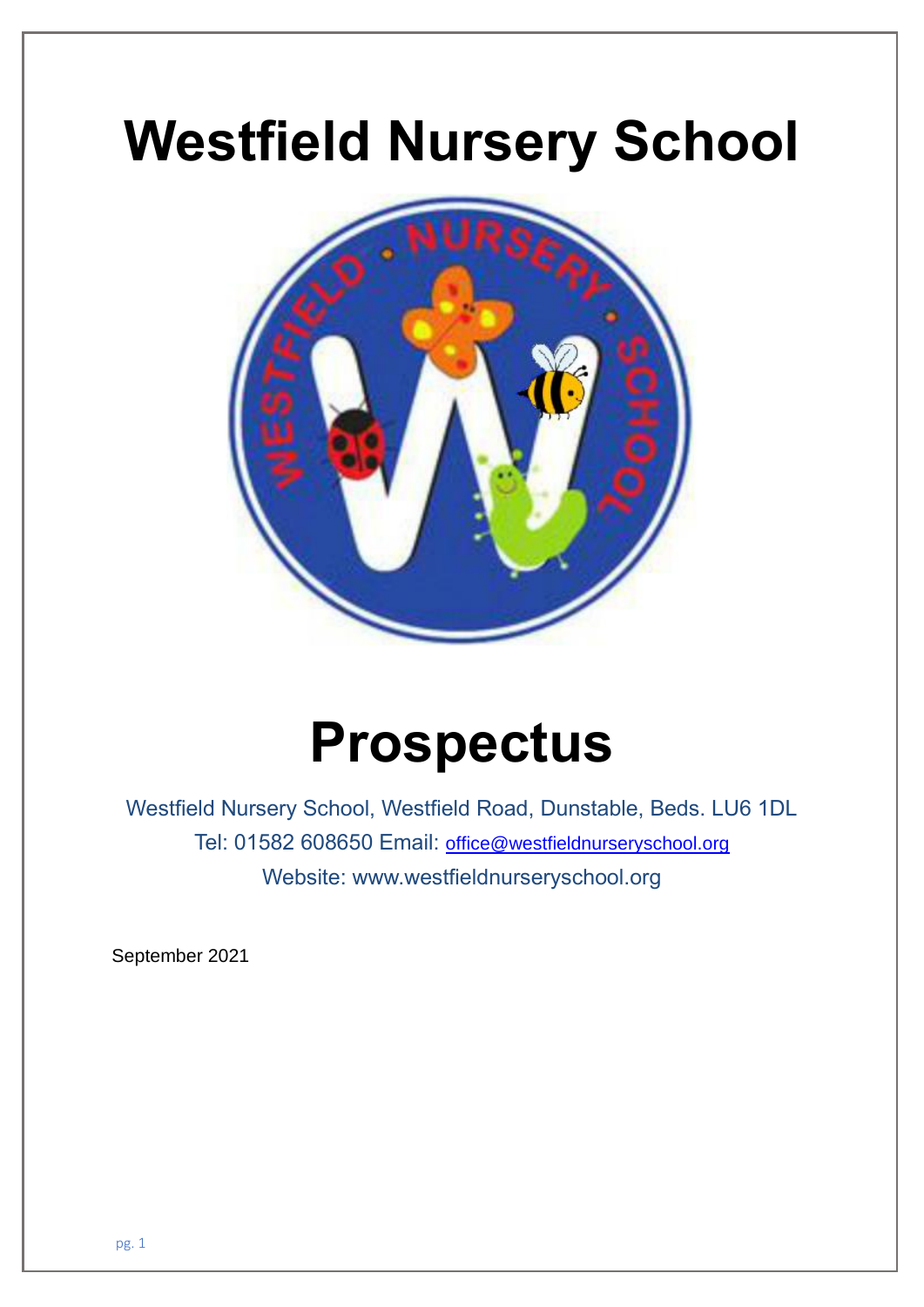# Westfield Nursery School

# Prospectus

Westfield Nursery School, Westfield Road, Dunstable, Beds. LU6 1DL

Tel: 01582 608650 Email: office@westfieldnurseryschool.org

Website: www.westfieldnurseryschool.org

September 2021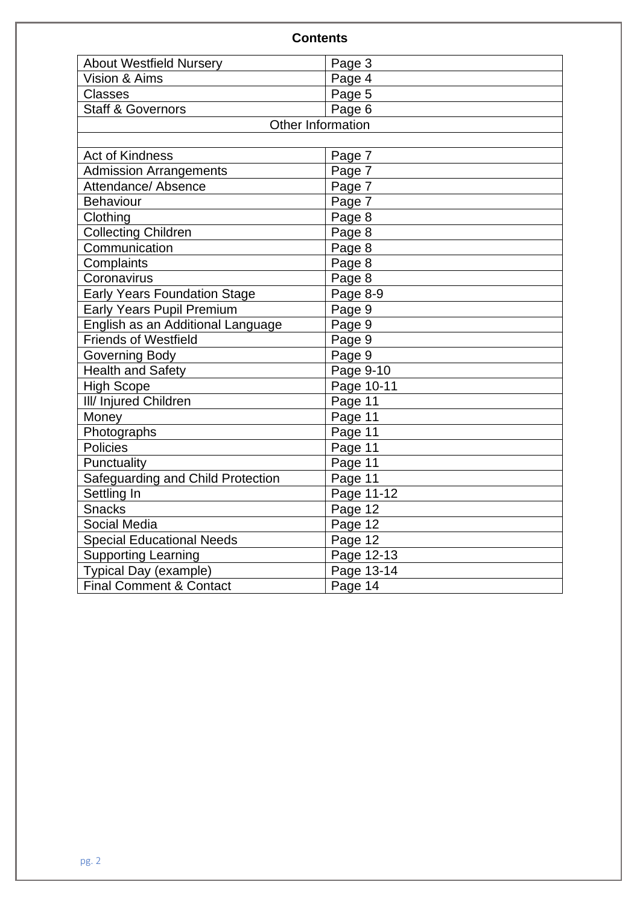**Contents**

| About Westfield Nursery | Page 3 |
|---|---|
| Vision & Aims | Page 4 |
| Classes | Page 5 |
| Staff & Governors | Page 6 |
| Other Information | |
| | |
| Act of Kindness | Page 7 |
| Admission Arrangements | Page 7 |
| Attendance/ Absence | Page 7 |
| Behaviour | Page 7 |
| Clothing | Page 8 |
| Collecting Children | Page 8 |
| Communication | Page 8 |
| Complaints | Page 8 |
| Coronavirus | Page 8 |
| Early Years Foundation Stage | Page 8-9 |
| Early Years Pupil Premium | Page 9 |
| English as an Additional Language | Page 9 |
| Friends of Westfield | Page 9 |
| Governing Body | Page 9 |
| Health and Safety | Page 9-10 |
| High Scope | Page 10-11 |
| Ill/ Injured Children | Page 11 |
| Money | Page 11 |
| Photographs | Page 11 |
| Policies | Page 11 |
| Punctuality | Page 11 |
| Safeguarding and Child Protection | Page 11 |
| Settling In | Page 11-12 |
| Snacks | Page 12 |
| Social Media | Page 12 |
| Special Educational Needs | Page 12 |
| Supporting Learning | Page 12-13 |
| Typical Day (example) | Page 13-14 |
| Final Comment & Contact | Page 14 |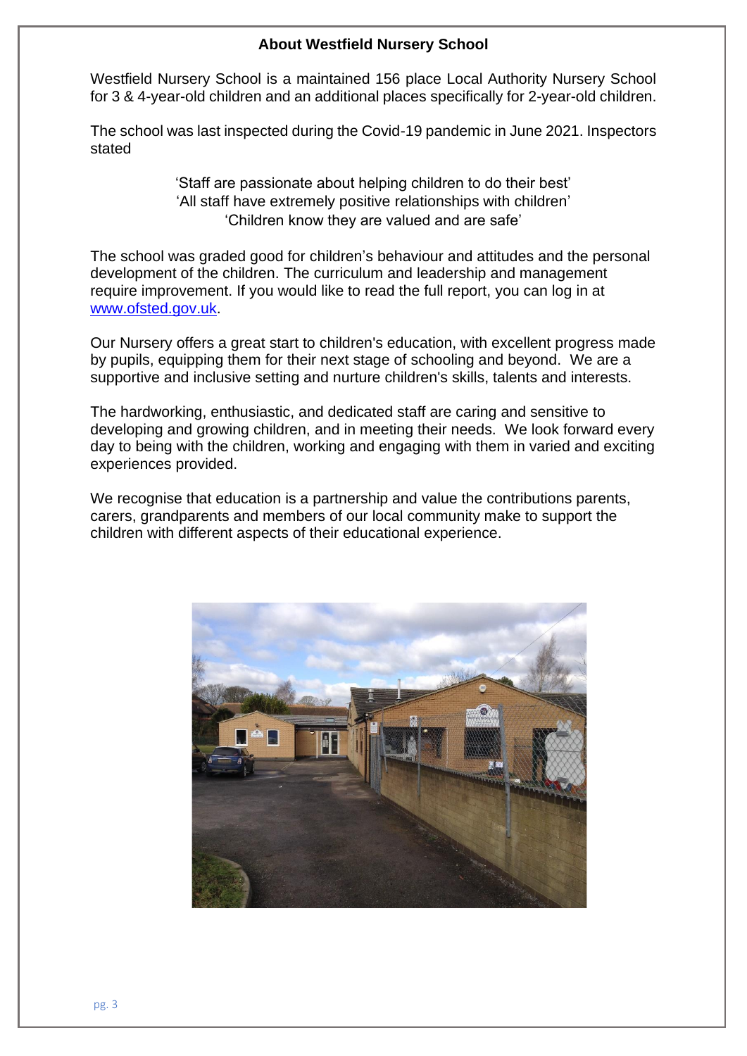## About Westfield Nursery School

Westfield Nursery School is a maintained 156 place Local Authority Nursery School for 3 & 4-year-old children and an additional places specifically for 2-year-old children.

The school was last inspected during the Covid-19 pandemic in June 2021. Inspectors stated

> 'Staff are passionate about helping children to do their best'
> 'All staff have extremely positive relationships with children'
> 'Children know they are valued and are safe'

The school was graded good for children's behaviour and attitudes and the personal development of the children. The curriculum and leadership and management require improvement. If you would like to read the full report, you can log in at [www.ofsted.gov.uk](http://www.ofsted.gov.uk).

Our Nursery offers a great start to children's education, with excellent progress made by pupils, equipping them for their next stage of schooling and beyond. We are a supportive and inclusive setting and nurture children's skills, talents and interests.

The hardworking, enthusiastic, and dedicated staff are caring and sensitive to developing and growing children, and in meeting their needs. We look forward every day to being with the children, working and engaging with them in varied and exciting experiences provided.

We recognise that education is a partnership and value the contributions parents, carers, grandparents and members of our local community make to support the children with different aspects of their educational experience.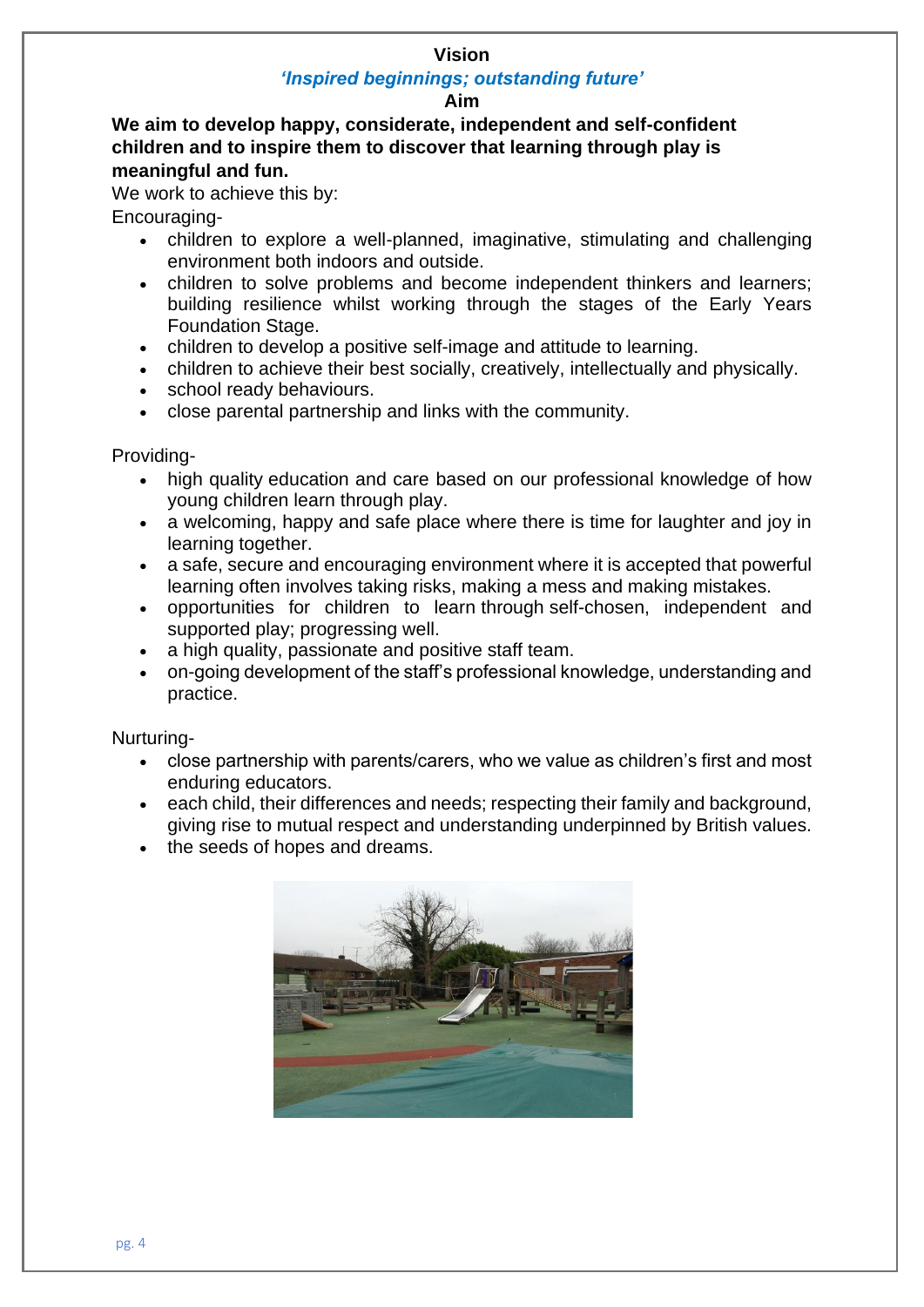## Vision

***'Inspired beginnings; outstanding future'***

## Aim

**We aim to develop happy, considerate, independent and self-confident children and to inspire them to discover that learning through play is meaningful and fun.**

We work to achieve this by:

Encouraging-

- children to explore a well-planned, imaginative, stimulating and challenging environment both indoors and outside.
- children to solve problems and become independent thinkers and learners; building resilience whilst working through the stages of the Early Years Foundation Stage.
- children to develop a positive self-image and attitude to learning.
- children to achieve their best socially, creatively, intellectually and physically.
- school ready behaviours.
- close parental partnership and links with the community.

Providing-

- high quality education and care based on our professional knowledge of how young children learn through play.
- a welcoming, happy and safe place where there is time for laughter and joy in learning together.
- a safe, secure and encouraging environment where it is accepted that powerful learning often involves taking risks, making a mess and making mistakes.
- opportunities for children to learn through self-chosen, independent and supported play; progressing well.
- a high quality, passionate and positive staff team.
- on-going development of the staff's professional knowledge, understanding and practice.

Nurturing-

- close partnership with parents/carers, who we value as children's first and most enduring educators.
- each child, their differences and needs; respecting their family and background, giving rise to mutual respect and understanding underpinned by British values.
- the seeds of hopes and dreams.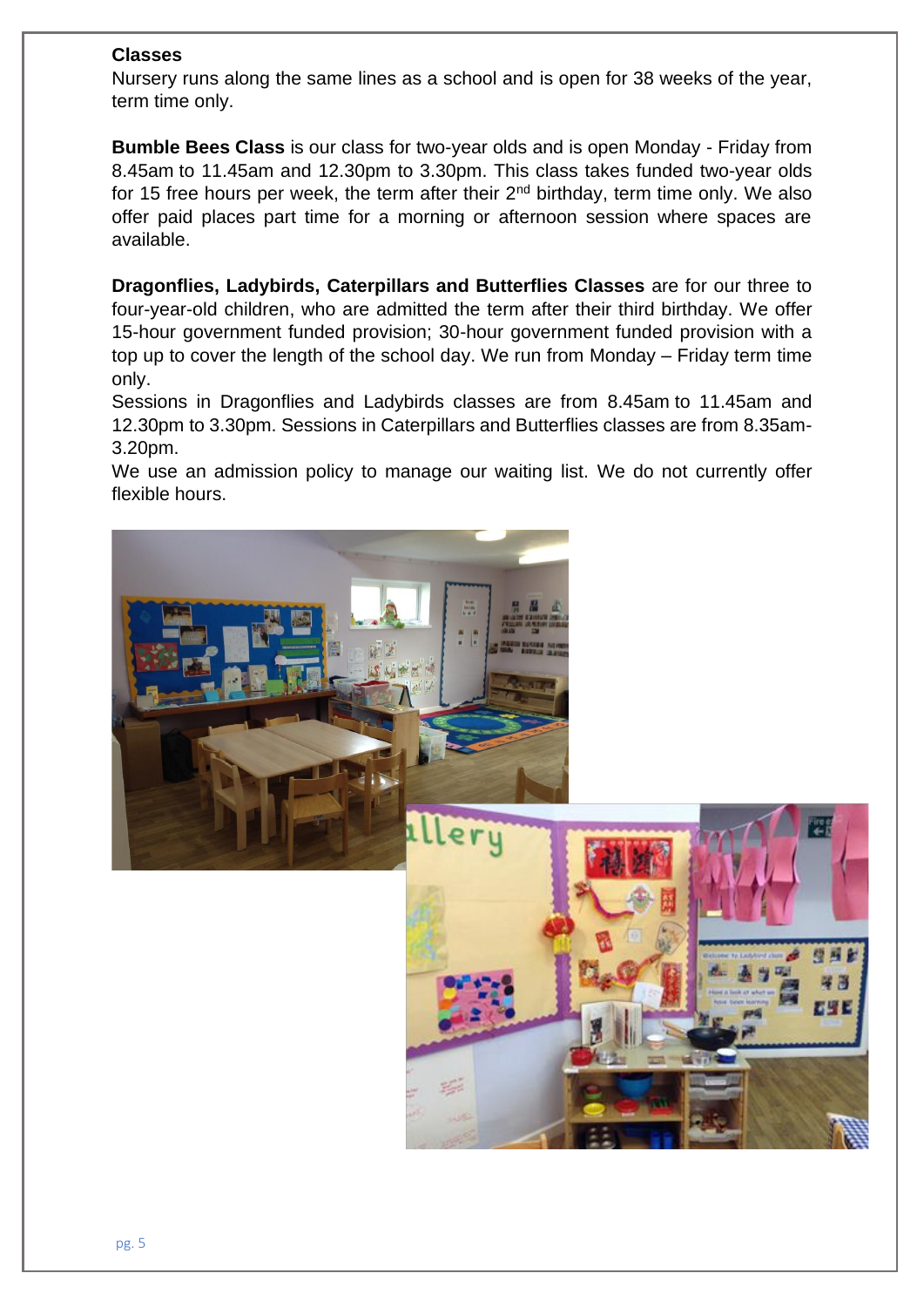## Classes

Nursery runs along the same lines as a school and is open for 38 weeks of the year, term time only.

**Bumble Bees Class** is our class for two-year olds and is open Monday - Friday from 8.45am to 11.45am and 12.30pm to 3.30pm. This class takes funded two-year olds for 15 free hours per week, the term after their 2nd birthday, term time only. We also offer paid places part time for a morning or afternoon session where spaces are available.

**Dragonflies, Ladybirds, Caterpillars and Butterflies Classes** are for our three to four-year-old children, who are admitted the term after their third birthday. We offer 15-hour government funded provision; 30-hour government funded provision with a top up to cover the length of the school day. We run from Monday – Friday term time only.

Sessions in Dragonflies and Ladybirds classes are from 8.45am to 11.45am and 12.30pm to 3.30pm. Sessions in Caterpillars and Butterflies classes are from 8.35am-3.20pm.

We use an admission policy to manage our waiting list. We do not currently offer flexible hours.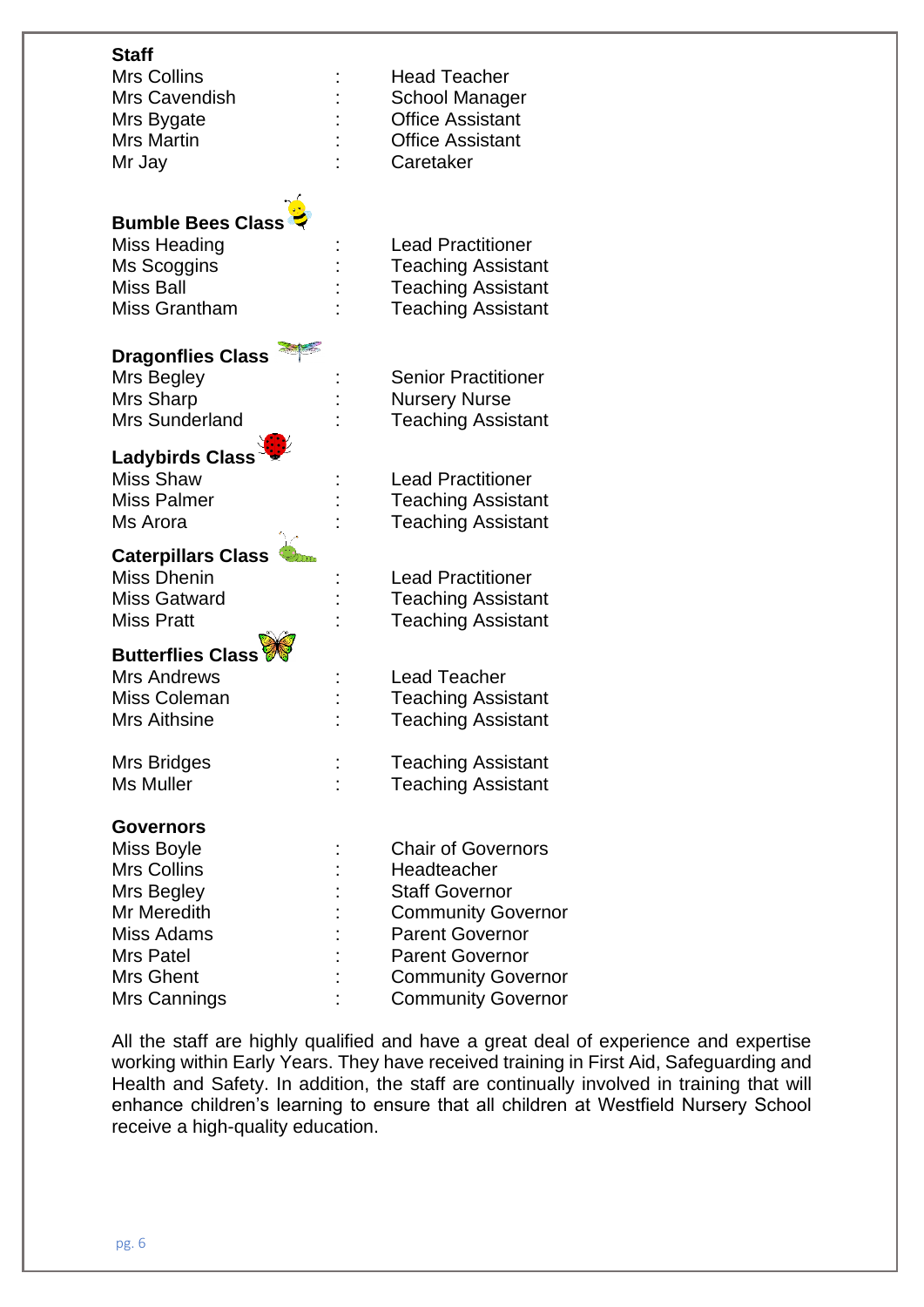**Staff**

| | | |
|---|---|---|
| Mrs Collins | : | Head Teacher |
| Mrs Cavendish | : | School Manager |
| Mrs Bygate | : | Office Assistant |
| Mrs Martin | : | Office Assistant |
| Mr Jay | : | Caretaker |

**Bumble Bees Class**

| | | |
|---|---|---|
| Miss Heading | : | Lead Practitioner |
| Ms Scoggins | : | Teaching Assistant |
| Miss Ball | : | Teaching Assistant |
| Miss Grantham | : | Teaching Assistant |

**Dragonflies Class**

| | | |
|---|---|---|
| Mrs Begley | : | Senior Practitioner |
| Mrs Sharp | : | Nursery Nurse |
| Mrs Sunderland | : | Teaching Assistant |

**Ladybirds Class**

| | | |
|---|---|---|
| Miss Shaw | : | Lead Practitioner |
| Miss Palmer | : | Teaching Assistant |
| Ms Arora | : | Teaching Assistant |

**Caterpillars Class**

| | | |
|---|---|---|
| Miss Dhenin | : | Lead Practitioner |
| Miss Gatward | : | Teaching Assistant |
| Miss Pratt | : | Teaching Assistant |

**Butterflies Class**

| | | |
|---|---|---|
| Mrs Andrews | : | Lead Teacher |
| Miss Coleman | : | Teaching Assistant |
| Mrs Aithsine | : | Teaching Assistant |

| | | |
|---|---|---|
| Mrs Bridges | : | Teaching Assistant |
| Ms Muller | : | Teaching Assistant |

**Governors**

| | | |
|---|---|---|
| Miss Boyle | : | Chair of Governors |
| Mrs Collins | : | Headteacher |
| Mrs Begley | : | Staff Governor |
| Mr Meredith | : | Community Governor |
| Miss Adams | : | Parent Governor |
| Mrs Patel | : | Parent Governor |
| Mrs Ghent | : | Community Governor |
| Mrs Cannings | : | Community Governor |

All the staff are highly qualified and have a great deal of experience and expertise working within Early Years. They have received training in First Aid, Safeguarding and Health and Safety. In addition, the staff are continually involved in training that will enhance children's learning to ensure that all children at Westfield Nursery School receive a high-quality education.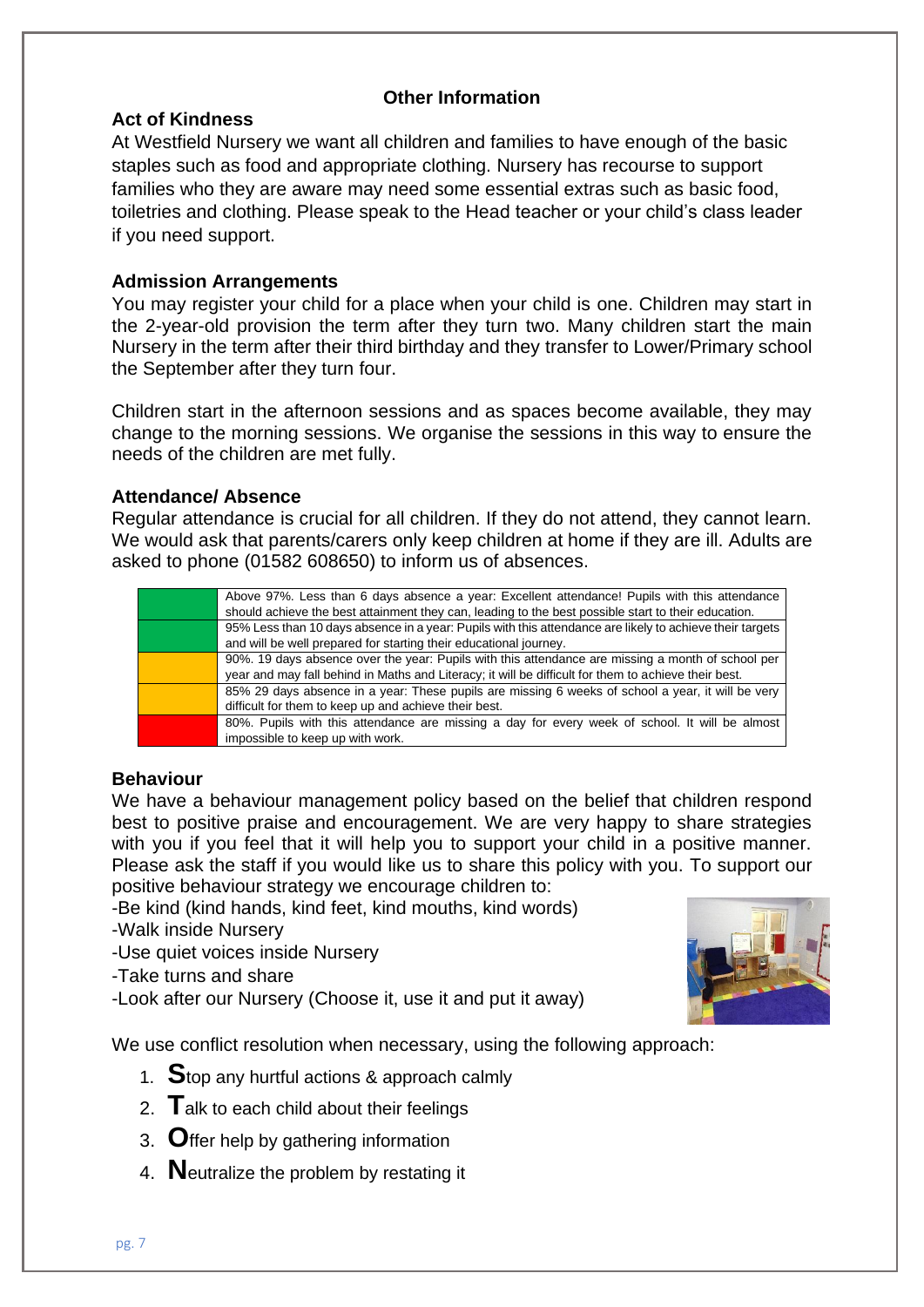## Other Information

### Act of Kindness

At Westfield Nursery we want all children and families to have enough of the basic staples such as food and appropriate clothing. Nursery has recourse to support families who they are aware may need some essential extras such as basic food, toiletries and clothing. Please speak to the Head teacher or your child's class leader if you need support.

### Admission Arrangements

You may register your child for a place when your child is one. Children may start in the 2-year-old provision the term after they turn two. Many children start the main Nursery in the term after their third birthday and they transfer to Lower/Primary school the September after they turn four.

Children start in the afternoon sessions and as spaces become available, they may change to the morning sessions. We organise the sessions in this way to ensure the needs of the children are met fully.

### Attendance/ Absence

Regular attendance is crucial for all children. If they do not attend, they cannot learn. We would ask that parents/carers only keep children at home if they are ill. Adults are asked to phone (01582 608650) to inform us of absences.

| | |
|---|---|
| (Green) | Above 97%. Less than 6 days absence a year: Excellent attendance! Pupils with this attendance should achieve the best attainment they can, leading to the best possible start to their education. |
| (Green) | 95% Less than 10 days absence in a year: Pupils with this attendance are likely to achieve their targets and will be well prepared for starting their educational journey. |
| (Amber) | 90%. 19 days absence over the year: Pupils with this attendance are missing a month of school per year and may fall behind in Maths and Literacy; it will be difficult for them to achieve their best. |
| (Amber) | 85% 29 days absence in a year: These pupils are missing 6 weeks of school a year, it will be very difficult for them to keep up and achieve their best. |
| (Red) | 80%. Pupils with this attendance are missing a day for every week of school. It will be almost impossible to keep up with work. |

### Behaviour

We have a behaviour management policy based on the belief that children respond best to positive praise and encouragement. We are very happy to share strategies with you if you feel that it will help you to support your child in a positive manner. Please ask the staff if you would like us to share this policy with you. To support our positive behaviour strategy we encourage children to:

-Be kind (kind hands, kind feet, kind mouths, kind words)
-Walk inside Nursery
-Use quiet voices inside Nursery
-Take turns and share
-Look after our Nursery (Choose it, use it and put it away)

We use conflict resolution when necessary, using the following approach:

1. **S**top any hurtful actions & approach calmly
2. **T**alk to each child about their feelings
3. **O**ffer help by gathering information
4. **N**eutralize the problem by restating it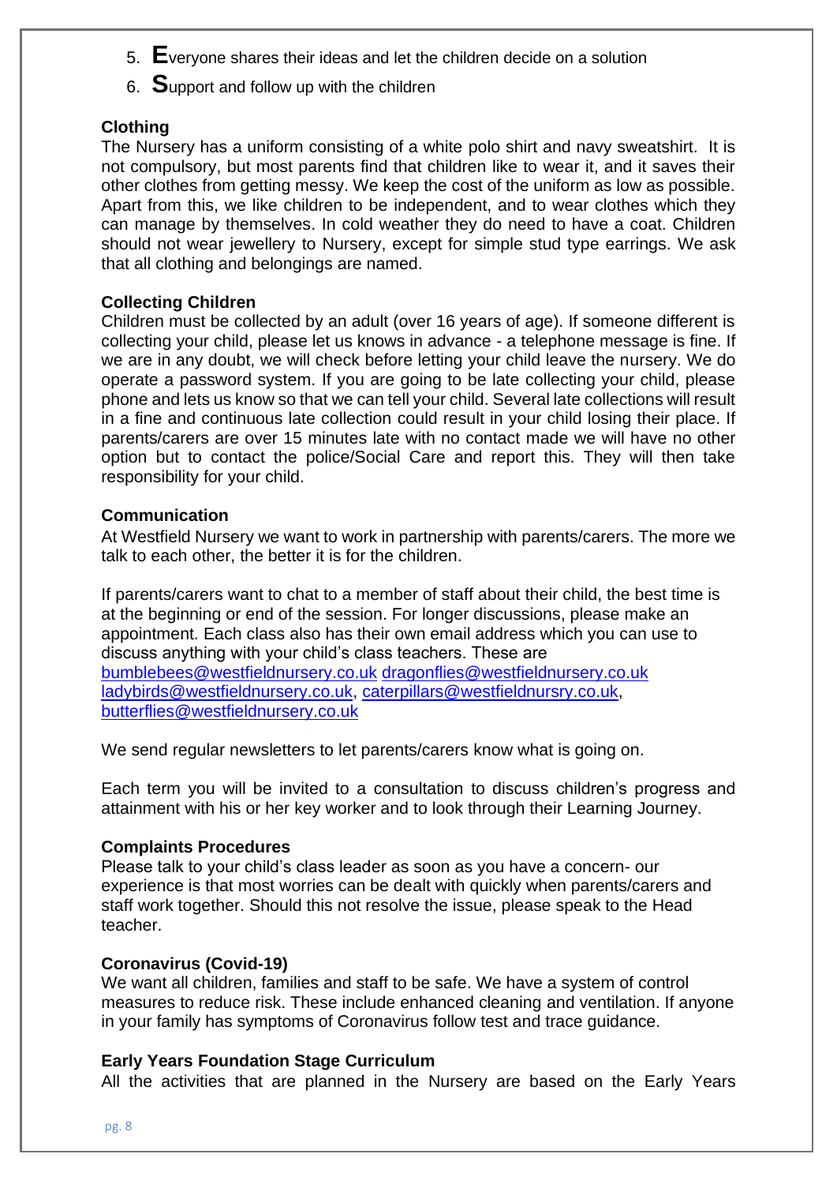5. **E**veryone shares their ideas and let the children decide on a solution
6. **S**upport and follow up with the children

**Clothing**

The Nursery has a uniform consisting of a white polo shirt and navy sweatshirt. It is not compulsory, but most parents find that children like to wear it, and it saves their other clothes from getting messy. We keep the cost of the uniform as low as possible. Apart from this, we like children to be independent, and to wear clothes which they can manage by themselves. In cold weather they do need to have a coat. Children should not wear jewellery to Nursery, except for simple stud type earrings. We ask that all clothing and belongings are named.

**Collecting Children**

Children must be collected by an adult (over 16 years of age). If someone different is collecting your child, please let us knows in advance - a telephone message is fine. If we are in any doubt, we will check before letting your child leave the nursery. We do operate a password system. If you are going to be late collecting your child, please phone and lets us know so that we can tell your child. Several late collections will result in a fine and continuous late collection could result in your child losing their place. If parents/carers are over 15 minutes late with no contact made we will have no other option but to contact the police/Social Care and report this. They will then take responsibility for your child.

**Communication**

At Westfield Nursery we want to work in partnership with parents/carers. The more we talk to each other, the better it is for the children.

If parents/carers want to chat to a member of staff about their child, the best time is at the beginning or end of the session. For longer discussions, please make an appointment. Each class also has their own email address which you can use to discuss anything with your child's class teachers. These are bumblebees@westfieldnursery.co.uk dragonflies@westfieldnursery.co.uk ladybirds@westfieldnursery.co.uk, caterpillars@westfieldnursry.co.uk, butterflies@westfieldnursery.co.uk

We send regular newsletters to let parents/carers know what is going on.

Each term you will be invited to a consultation to discuss children's progress and attainment with his or her key worker and to look through their Learning Journey.

**Complaints Procedures**

Please talk to your child's class leader as soon as you have a concern- our experience is that most worries can be dealt with quickly when parents/carers and staff work together. Should this not resolve the issue, please speak to the Head teacher.

**Coronavirus (Covid-19)**

We want all children, families and staff to be safe. We have a system of control measures to reduce risk. These include enhanced cleaning and ventilation. If anyone in your family has symptoms of Coronavirus follow test and trace guidance.

**Early Years Foundation Stage Curriculum**

All the activities that are planned in the Nursery are based on the Early Years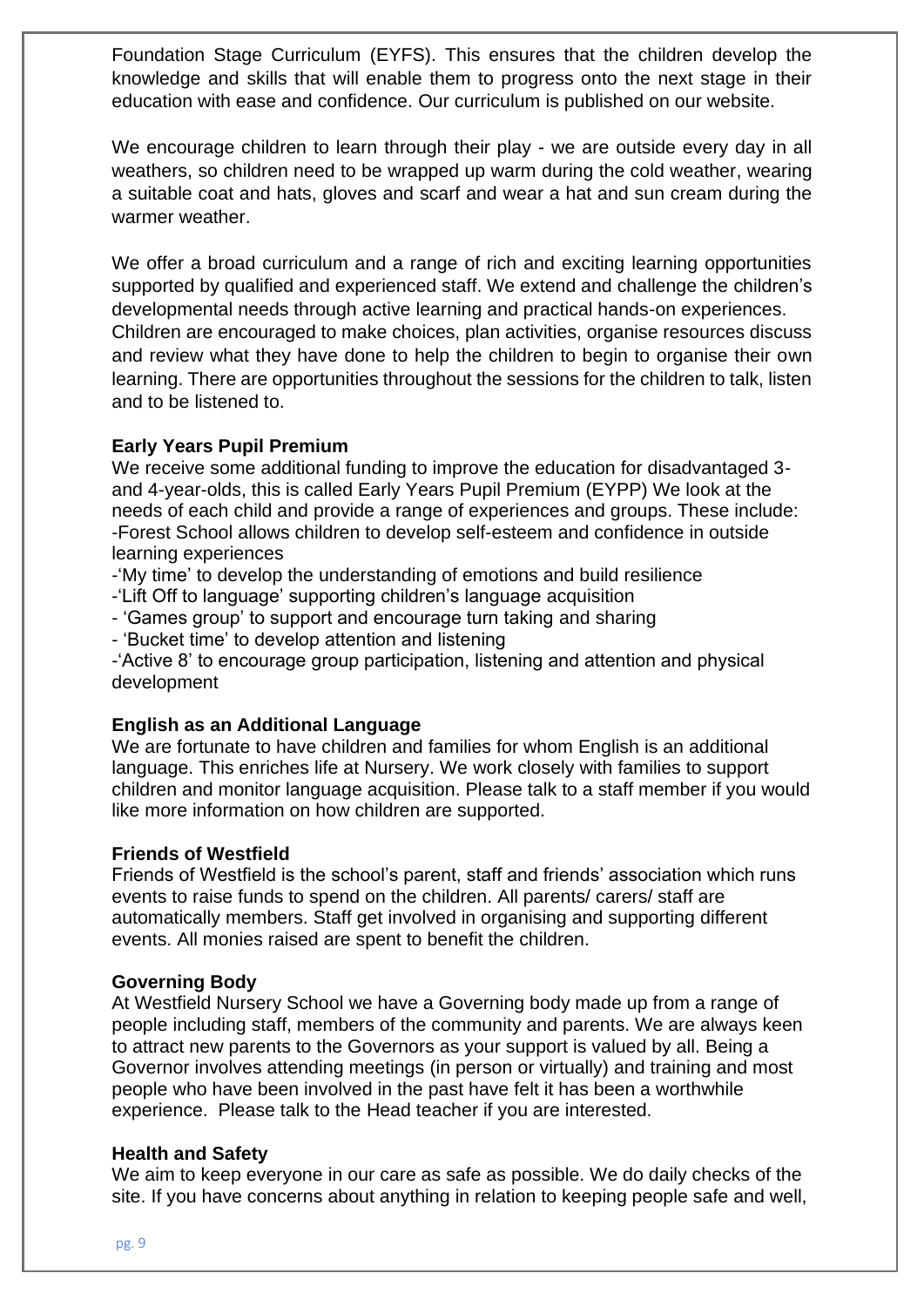Foundation Stage Curriculum (EYFS). This ensures that the children develop the knowledge and skills that will enable them to progress onto the next stage in their education with ease and confidence. Our curriculum is published on our website.

We encourage children to learn through their play - we are outside every day in all weathers, so children need to be wrapped up warm during the cold weather, wearing a suitable coat and hats, gloves and scarf and wear a hat and sun cream during the warmer weather.

We offer a broad curriculum and a range of rich and exciting learning opportunities supported by qualified and experienced staff. We extend and challenge the children's developmental needs through active learning and practical hands-on experiences.
Children are encouraged to make choices, plan activities, organise resources discuss and review what they have done to help the children to begin to organise their own learning. There are opportunities throughout the sessions for the children to talk, listen and to be listened to.

**Early Years Pupil Premium**
We receive some additional funding to improve the education for disadvantaged 3- and 4-year-olds, this is called Early Years Pupil Premium (EYPP) We look at the needs of each child and provide a range of experiences and groups. These include:
-Forest School allows children to develop self-esteem and confidence in outside learning experiences
-'My time' to develop the understanding of emotions and build resilience
-'Lift Off to language' supporting children's language acquisition
- 'Games group' to support and encourage turn taking and sharing
- 'Bucket time' to develop attention and listening
-'Active 8' to encourage group participation, listening and attention and physical development

**English as an Additional Language**
We are fortunate to have children and families for whom English is an additional language. This enriches life at Nursery. We work closely with families to support children and monitor language acquisition. Please talk to a staff member if you would like more information on how children are supported.

**Friends of Westfield**
Friends of Westfield is the school's parent, staff and friends' association which runs events to raise funds to spend on the children. All parents/ carers/ staff are automatically members. Staff get involved in organising and supporting different events. All monies raised are spent to benefit the children.

**Governing Body**
At Westfield Nursery School we have a Governing body made up from a range of people including staff, members of the community and parents. We are always keen to attract new parents to the Governors as your support is valued by all. Being a Governor involves attending meetings (in person or virtually) and training and most people who have been involved in the past have felt it has been a worthwhile experience. Please talk to the Head teacher if you are interested.

**Health and Safety**
We aim to keep everyone in our care as safe as possible. We do daily checks of the site. If you have concerns about anything in relation to keeping people safe and well,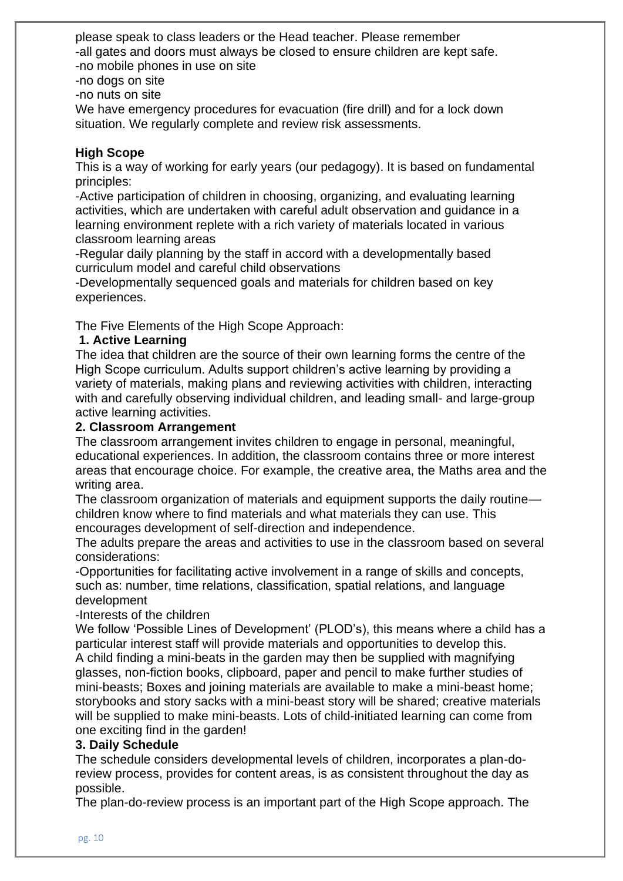please speak to class leaders or the Head teacher. Please remember

-all gates and doors must always be closed to ensure children are kept safe.

-no mobile phones in use on site

-no dogs on site

-no nuts on site

We have emergency procedures for evacuation (fire drill) and for a lock down situation. We regularly complete and review risk assessments.

**High Scope**

This is a way of working for early years (our pedagogy). It is based on fundamental principles:

-Active participation of children in choosing, organizing, and evaluating learning activities, which are undertaken with careful adult observation and guidance in a learning environment replete with a rich variety of materials located in various classroom learning areas

-Regular daily planning by the staff in accord with a developmentally based curriculum model and careful child observations

-Developmentally sequenced goals and materials for children based on key experiences.

The Five Elements of the High Scope Approach:

**1. Active Learning**

The idea that children are the source of their own learning forms the centre of the High Scope curriculum. Adults support children's active learning by providing a variety of materials, making plans and reviewing activities with children, interacting with and carefully observing individual children, and leading small- and large-group active learning activities.

**2. Classroom Arrangement**

The classroom arrangement invites children to engage in personal, meaningful, educational experiences. In addition, the classroom contains three or more interest areas that encourage choice. For example, the creative area, the Maths area and the writing area.

The classroom organization of materials and equipment supports the daily routine—children know where to find materials and what materials they can use. This encourages development of self-direction and independence.

The adults prepare the areas and activities to use in the classroom based on several considerations:

-Opportunities for facilitating active involvement in a range of skills and concepts, such as: number, time relations, classification, spatial relations, and language development

-Interests of the children

We follow 'Possible Lines of Development' (PLOD's), this means where a child has a particular interest staff will provide materials and opportunities to develop this.

A child finding a mini-beats in the garden may then be supplied with magnifying glasses, non-fiction books, clipboard, paper and pencil to make further studies of mini-beasts; Boxes and joining materials are available to make a mini-beast home; storybooks and story sacks with a mini-beast story will be shared; creative materials will be supplied to make mini-beasts. Lots of child-initiated learning can come from one exciting find in the garden!

**3. Daily Schedule**

The schedule considers developmental levels of children, incorporates a plan-do-review process, provides for content areas, is as consistent throughout the day as possible.

The plan-do-review process is an important part of the High Scope approach. The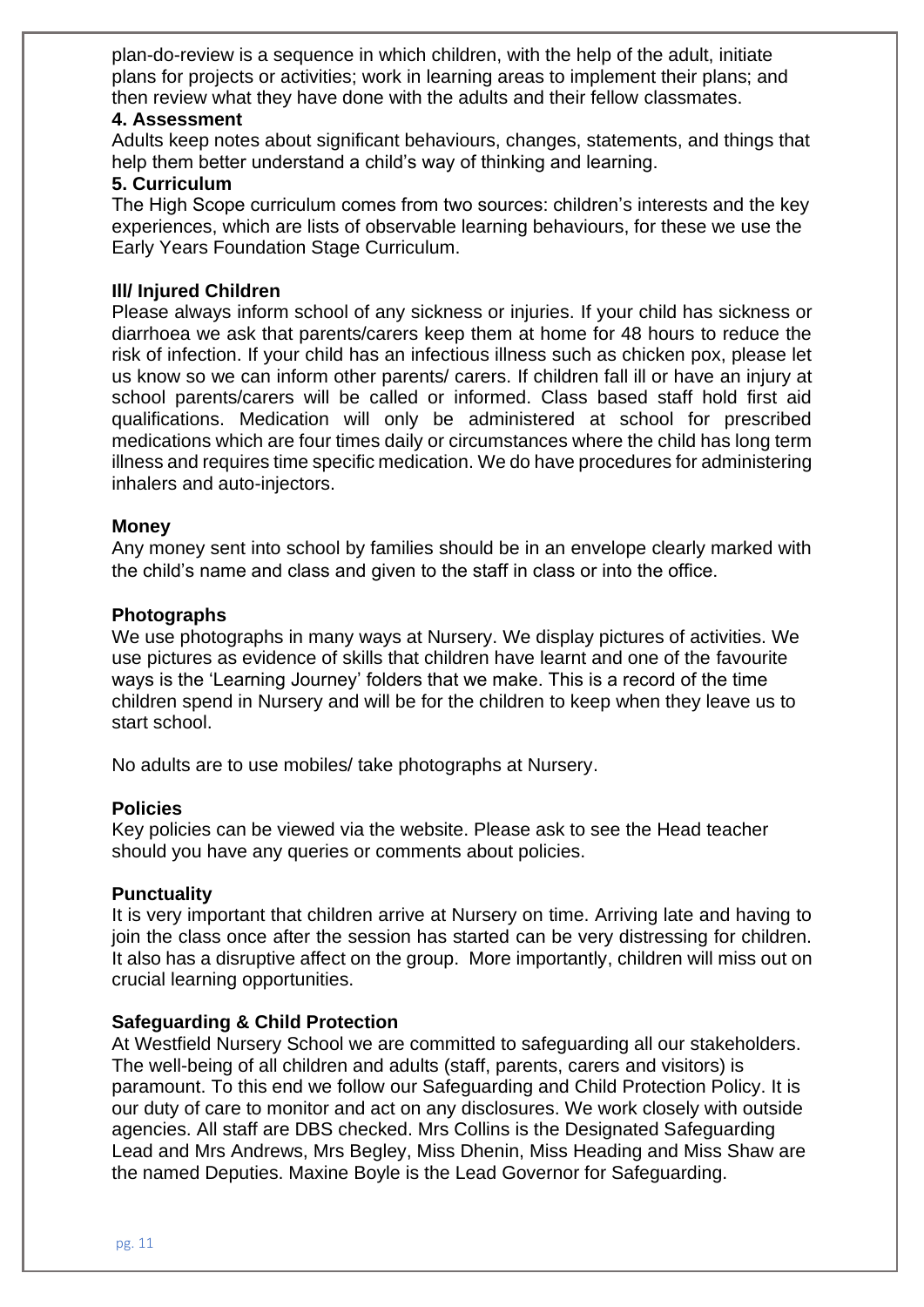plan-do-review is a sequence in which children, with the help of the adult, initiate plans for projects or activities; work in learning areas to implement their plans; and then review what they have done with the adults and their fellow classmates.

**4. Assessment**

Adults keep notes about significant behaviours, changes, statements, and things that help them better understand a child's way of thinking and learning.

**5. Curriculum**

The High Scope curriculum comes from two sources: children's interests and the key experiences, which are lists of observable learning behaviours, for these we use the Early Years Foundation Stage Curriculum.

**Ill/ Injured Children**

Please always inform school of any sickness or injuries. If your child has sickness or diarrhoea we ask that parents/carers keep them at home for 48 hours to reduce the risk of infection. If your child has an infectious illness such as chicken pox, please let us know so we can inform other parents/ carers. If children fall ill or have an injury at school parents/carers will be called or informed. Class based staff hold first aid qualifications. Medication will only be administered at school for prescribed medications which are four times daily or circumstances where the child has long term illness and requires time specific medication. We do have procedures for administering inhalers and auto-injectors.

**Money**

Any money sent into school by families should be in an envelope clearly marked with the child's name and class and given to the staff in class or into the office.

**Photographs**

We use photographs in many ways at Nursery. We display pictures of activities. We use pictures as evidence of skills that children have learnt and one of the favourite ways is the 'Learning Journey' folders that we make. This is a record of the time children spend in Nursery and will be for the children to keep when they leave us to start school.

No adults are to use mobiles/ take photographs at Nursery.

**Policies**

Key policies can be viewed via the website. Please ask to see the Head teacher should you have any queries or comments about policies.

**Punctuality**

It is very important that children arrive at Nursery on time. Arriving late and having to join the class once after the session has started can be very distressing for children. It also has a disruptive affect on the group. More importantly, children will miss out on crucial learning opportunities.

**Safeguarding & Child Protection**

At Westfield Nursery School we are committed to safeguarding all our stakeholders. The well-being of all children and adults (staff, parents, carers and visitors) is paramount. To this end we follow our Safeguarding and Child Protection Policy. It is our duty of care to monitor and act on any disclosures. We work closely with outside agencies. All staff are DBS checked. Mrs Collins is the Designated Safeguarding Lead and Mrs Andrews, Mrs Begley, Miss Dhenin, Miss Heading and Miss Shaw are the named Deputies. Maxine Boyle is the Lead Governor for Safeguarding.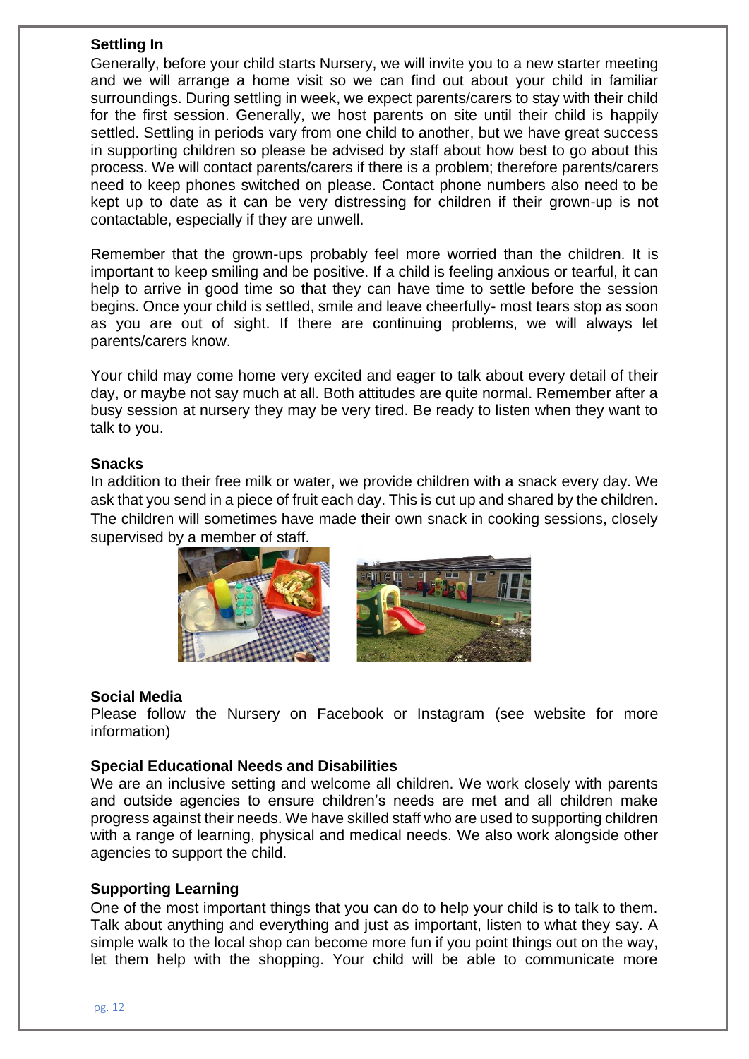### Settling In

Generally, before your child starts Nursery, we will invite you to a new starter meeting and we will arrange a home visit so we can find out about your child in familiar surroundings. During settling in week, we expect parents/carers to stay with their child for the first session. Generally, we host parents on site until their child is happily settled. Settling in periods vary from one child to another, but we have great success in supporting children so please be advised by staff about how best to go about this process. We will contact parents/carers if there is a problem; therefore parents/carers need to keep phones switched on please. Contact phone numbers also need to be kept up to date as it can be very distressing for children if their grown-up is not contactable, especially if they are unwell.

Remember that the grown-ups probably feel more worried than the children. It is important to keep smiling and be positive. If a child is feeling anxious or tearful, it can help to arrive in good time so that they can have time to settle before the session begins. Once your child is settled, smile and leave cheerfully- most tears stop as soon as you are out of sight. If there are continuing problems, we will always let parents/carers know.

Your child may come home very excited and eager to talk about every detail of their day, or maybe not say much at all. Both attitudes are quite normal. Remember after a busy session at nursery they may be very tired. Be ready to listen when they want to talk to you.

### Snacks

In addition to their free milk or water, we provide children with a snack every day. We ask that you send in a piece of fruit each day. This is cut up and shared by the children. The children will sometimes have made their own snack in cooking sessions, closely supervised by a member of staff.

### Social Media

Please follow the Nursery on Facebook or Instagram (see website for more information)

### Special Educational Needs and Disabilities

We are an inclusive setting and welcome all children. We work closely with parents and outside agencies to ensure children's needs are met and all children make progress against their needs. We have skilled staff who are used to supporting children with a range of learning, physical and medical needs. We also work alongside other agencies to support the child.

### Supporting Learning

One of the most important things that you can do to help your child is to talk to them. Talk about anything and everything and just as important, listen to what they say. A simple walk to the local shop can become more fun if you point things out on the way, let them help with the shopping. Your child will be able to communicate more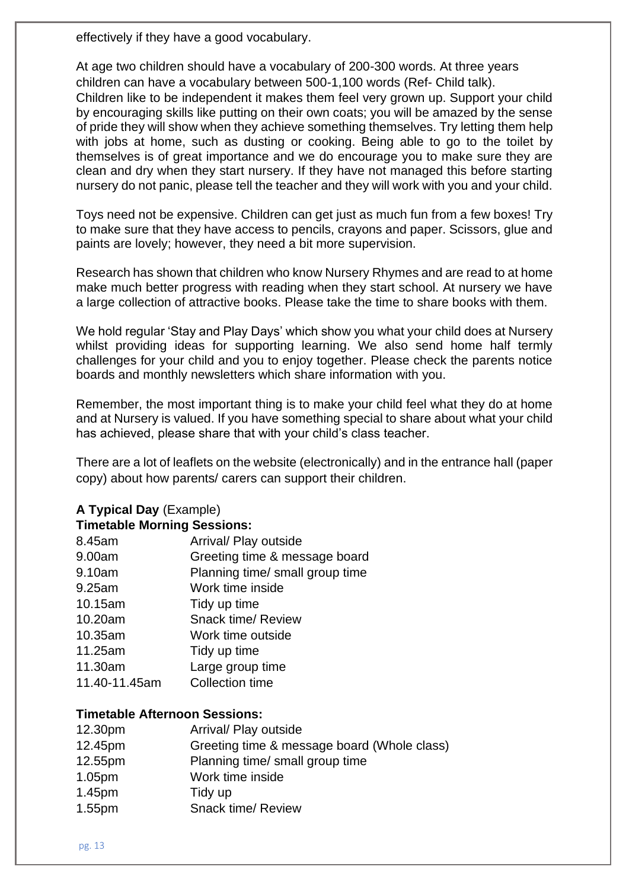effectively if they have a good vocabulary.

At age two children should have a vocabulary of 200-300 words. At three years children can have a vocabulary between 500-1,100 words (Ref- Child talk).
Children like to be independent it makes them feel very grown up. Support your child by encouraging skills like putting on their own coats; you will be amazed by the sense of pride they will show when they achieve something themselves. Try letting them help with jobs at home, such as dusting or cooking. Being able to go to the toilet by themselves is of great importance and we do encourage you to make sure they are clean and dry when they start nursery. If they have not managed this before starting nursery do not panic, please tell the teacher and they will work with you and your child.

Toys need not be expensive. Children can get just as much fun from a few boxes! Try to make sure that they have access to pencils, crayons and paper. Scissors, glue and paints are lovely; however, they need a bit more supervision.

Research has shown that children who know Nursery Rhymes and are read to at home make much better progress with reading when they start school. At nursery we have a large collection of attractive books. Please take the time to share books with them.

We hold regular 'Stay and Play Days' which show you what your child does at Nursery whilst providing ideas for supporting learning. We also send home half termly challenges for your child and you to enjoy together. Please check the parents notice boards and monthly newsletters which share information with you.

Remember, the most important thing is to make your child feel what they do at home and at Nursery is valued. If you have something special to share about what your child has achieved, please share that with your child's class teacher.

There are a lot of leaflets on the website (electronically) and in the entrance hall (paper copy) about how parents/ carers can support their children.

**A Typical Day** (Example)

**Timetable Morning Sessions:**

| | |
|---|---|
| 8.45am | Arrival/ Play outside |
| 9.00am | Greeting time & message board |
| 9.10am | Planning time/ small group time |
| 9.25am | Work time inside |
| 10.15am | Tidy up time |
| 10.20am | Snack time/ Review |
| 10.35am | Work time outside |
| 11.25am | Tidy up time |
| 11.30am | Large group time |
| 11.40-11.45am | Collection time |

**Timetable Afternoon Sessions:**

| | |
|---|---|
| 12.30pm | Arrival/ Play outside |
| 12.45pm | Greeting time & message board (Whole class) |
| 12.55pm | Planning time/ small group time |
| 1.05pm | Work time inside |
| 1.45pm | Tidy up |
| 1.55pm | Snack time/ Review |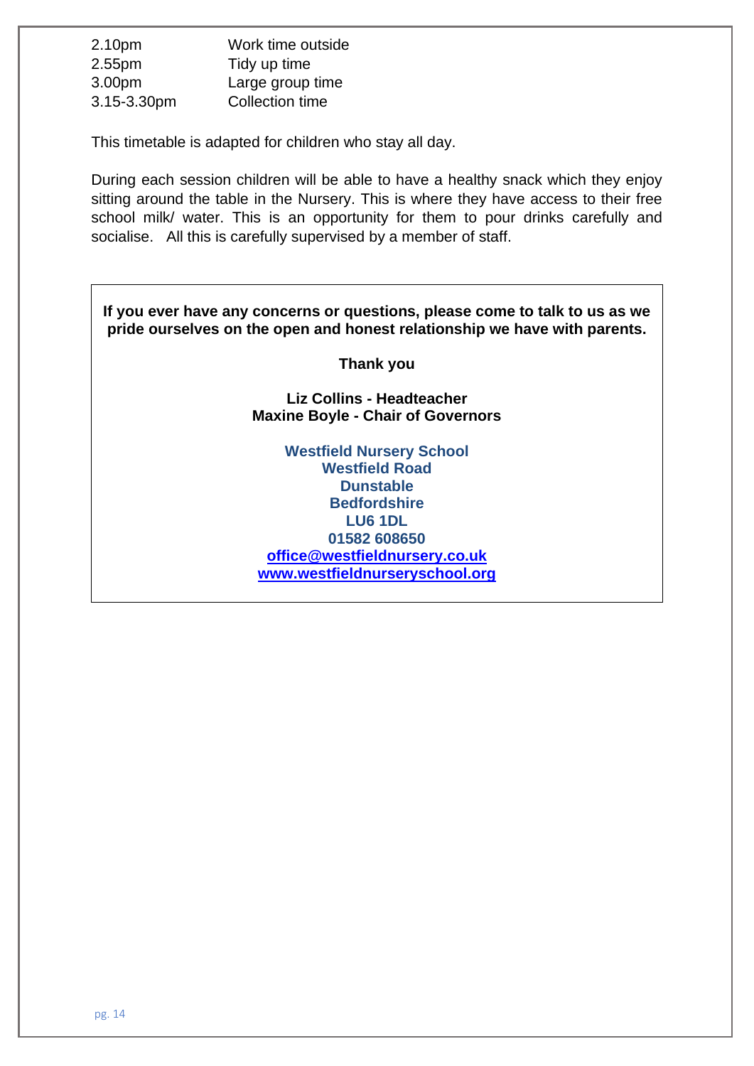| | |
|---|---|
| 2.10pm | Work time outside |
| 2.55pm | Tidy up time |
| 3.00pm | Large group time |
| 3.15-3.30pm | Collection time |

This timetable is adapted for children who stay all day.

During each session children will be able to have a healthy snack which they enjoy sitting around the table in the Nursery. This is where they have access to their free school milk/ water. This is an opportunity for them to pour drinks carefully and socialise. All this is carefully supervised by a member of staff.

**If you ever have any concerns or questions, please come to talk to us as we pride ourselves on the open and honest relationship we have with parents.**

**Thank you**

**Liz Collins - Headteacher**
**Maxine Boyle - Chair of Governors**

**Westfield Nursery School**
**Westfield Road**
**Dunstable**
**Bedfordshire**
**LU6 1DL**
**01582 608650**
**office@westfieldnursery.co.uk**
**www.westfieldnurseryschool.org**